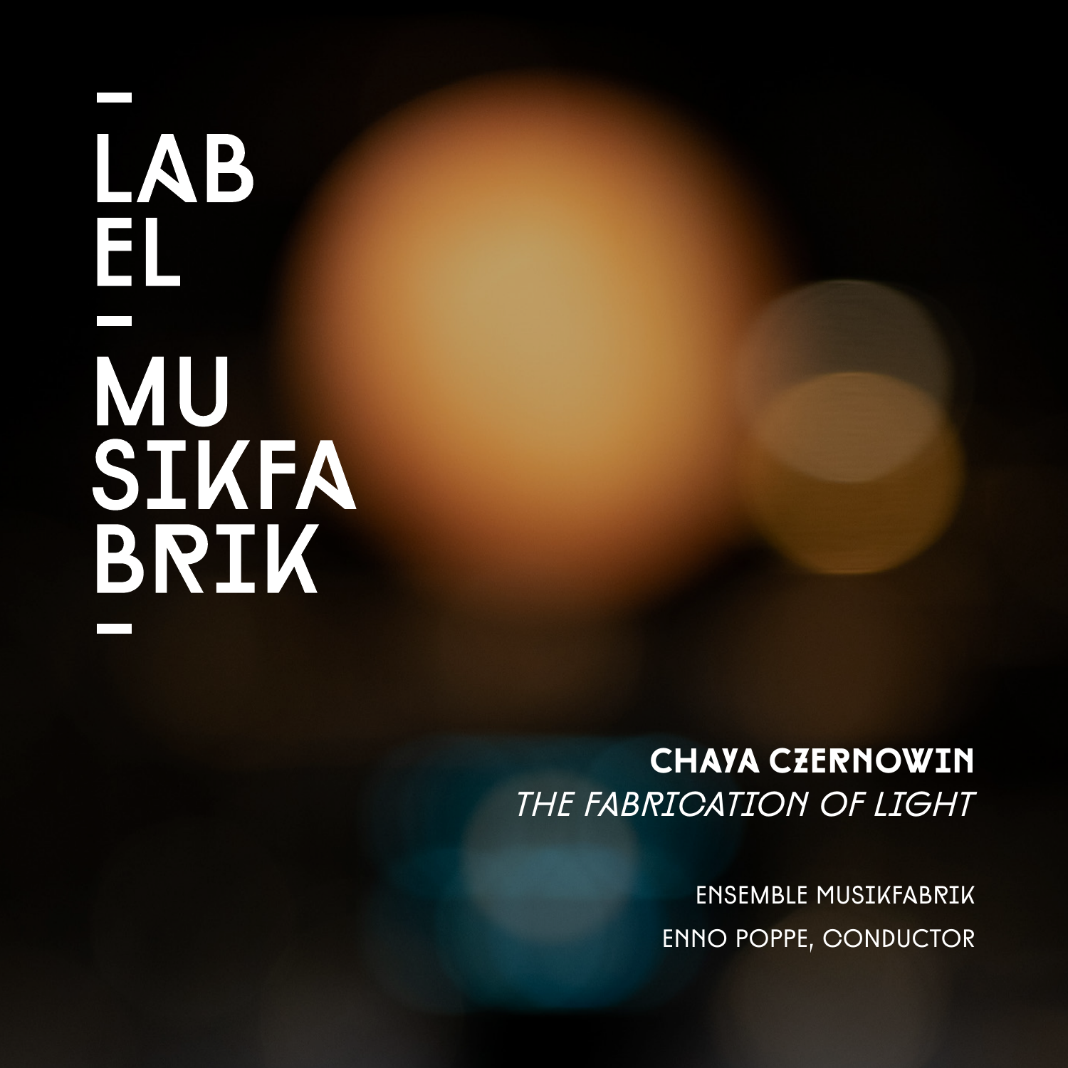LAB
EL

MU
SIKFA
BRIK

**CHAYA CZERNOWIN**

*THE FABRICATION OF LIGHT*

ENSEMBLE MUSIKFABRIK

ENNO POPPE, CONDUCTOR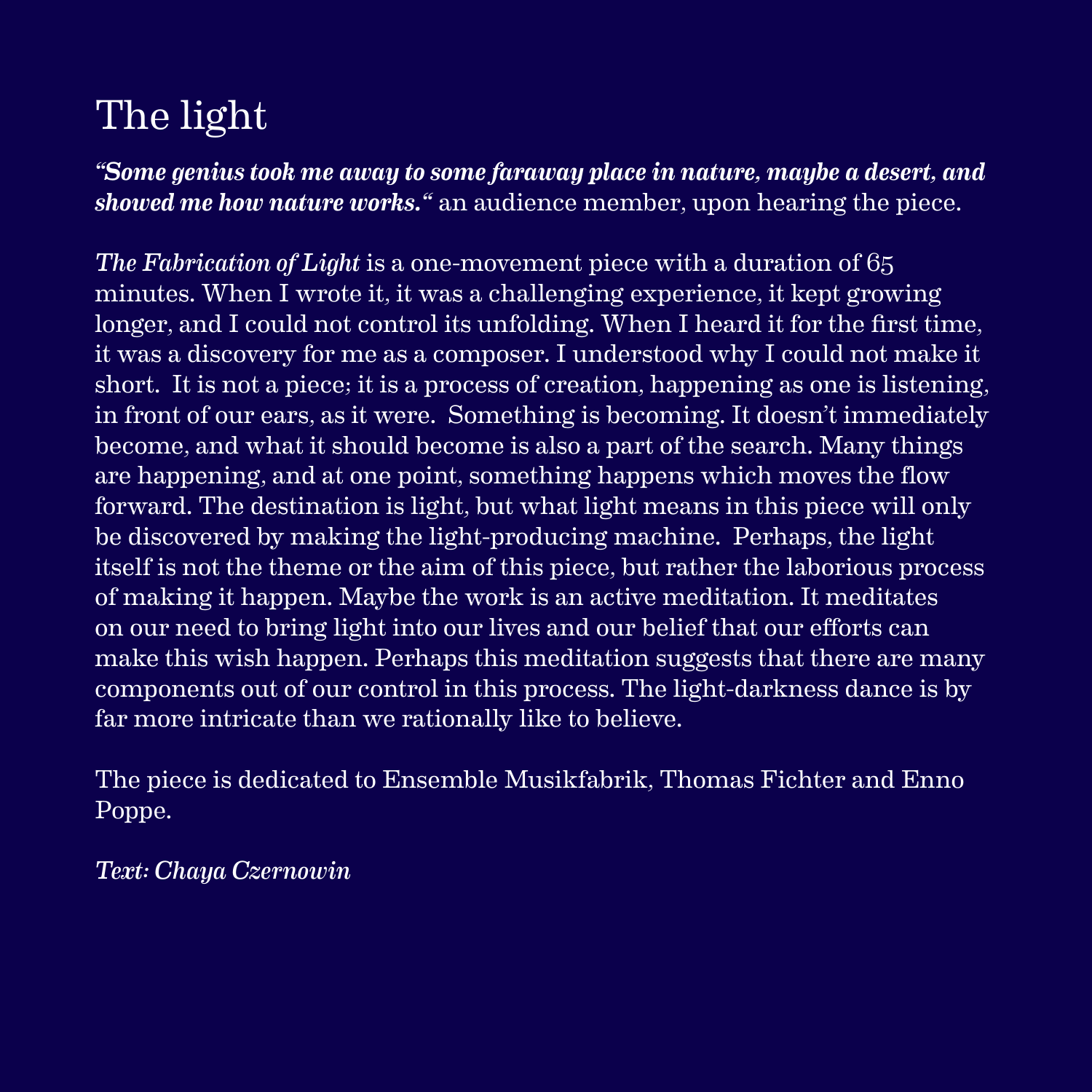# The light

***"Some genius took me away to some faraway place in nature, maybe a desert, and showed me how nature works."*** an audience member, upon hearing the piece.

*The Fabrication of Light* is a one-movement piece with a duration of 65 minutes. When I wrote it, it was a challenging experience, it kept growing longer, and I could not control its unfolding. When I heard it for the first time, it was a discovery for me as a composer. I understood why I could not make it short. It is not a piece; it is a process of creation, happening as one is listening, in front of our ears, as it were. Something is becoming. It doesn't immediately become, and what it should become is also a part of the search. Many things are happening, and at one point, something happens which moves the flow forward. The destination is light, but what light means in this piece will only be discovered by making the light-producing machine. Perhaps, the light itself is not the theme or the aim of this piece, but rather the laborious process of making it happen. Maybe the work is an active meditation. It meditates on our need to bring light into our lives and our belief that our efforts can make this wish happen. Perhaps this meditation suggests that there are many components out of our control in this process. The light-darkness dance is by far more intricate than we rationally like to believe.

The piece is dedicated to Ensemble Musikfabrik, Thomas Fichter and Enno Poppe.

*Text: Chaya Czernowin*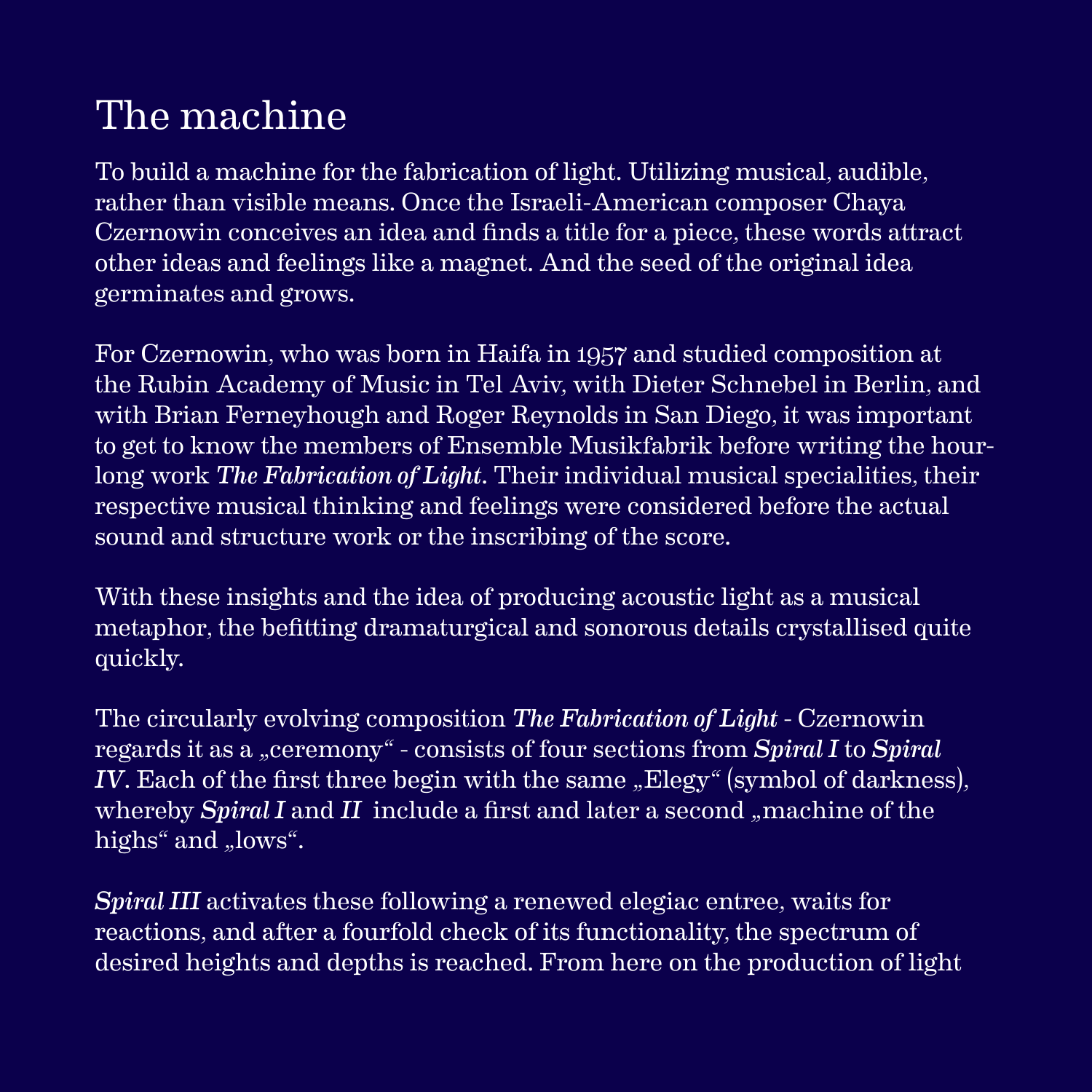# The machine

To build a machine for the fabrication of light. Utilizing musical, audible, rather than visible means. Once the Israeli-American composer Chaya Czernowin conceives an idea and finds a title for a piece, these words attract other ideas and feelings like a magnet. And the seed of the original idea germinates and grows.

For Czernowin, who was born in Haifa in 1957 and studied composition at the Rubin Academy of Music in Tel Aviv, with Dieter Schnebel in Berlin, and with Brian Ferneyhough and Roger Reynolds in San Diego, it was important to get to know the members of Ensemble Musikfabrik before writing the hour-long work *The Fabrication of Light*. Their individual musical specialities, their respective musical thinking and feelings were considered before the actual sound and structure work or the inscribing of the score.

With these insights and the idea of producing acoustic light as a musical metaphor, the befitting dramaturgical and sonorous details crystallised quite quickly.

The circularly evolving composition *The Fabrication of Light* - Czernowin regards it as a „ceremony“ - consists of four sections from *Spiral I* to *Spiral IV*. Each of the first three begin with the same „Elegy“ (symbol of darkness), whereby *Spiral I* and *II* include a first and later a second „machine of the highs“ and „lows“.

*Spiral III* activates these following a renewed elegiac entree, waits for reactions, and after a fourfold check of its functionality, the spectrum of desired heights and depths is reached. From here on the production of light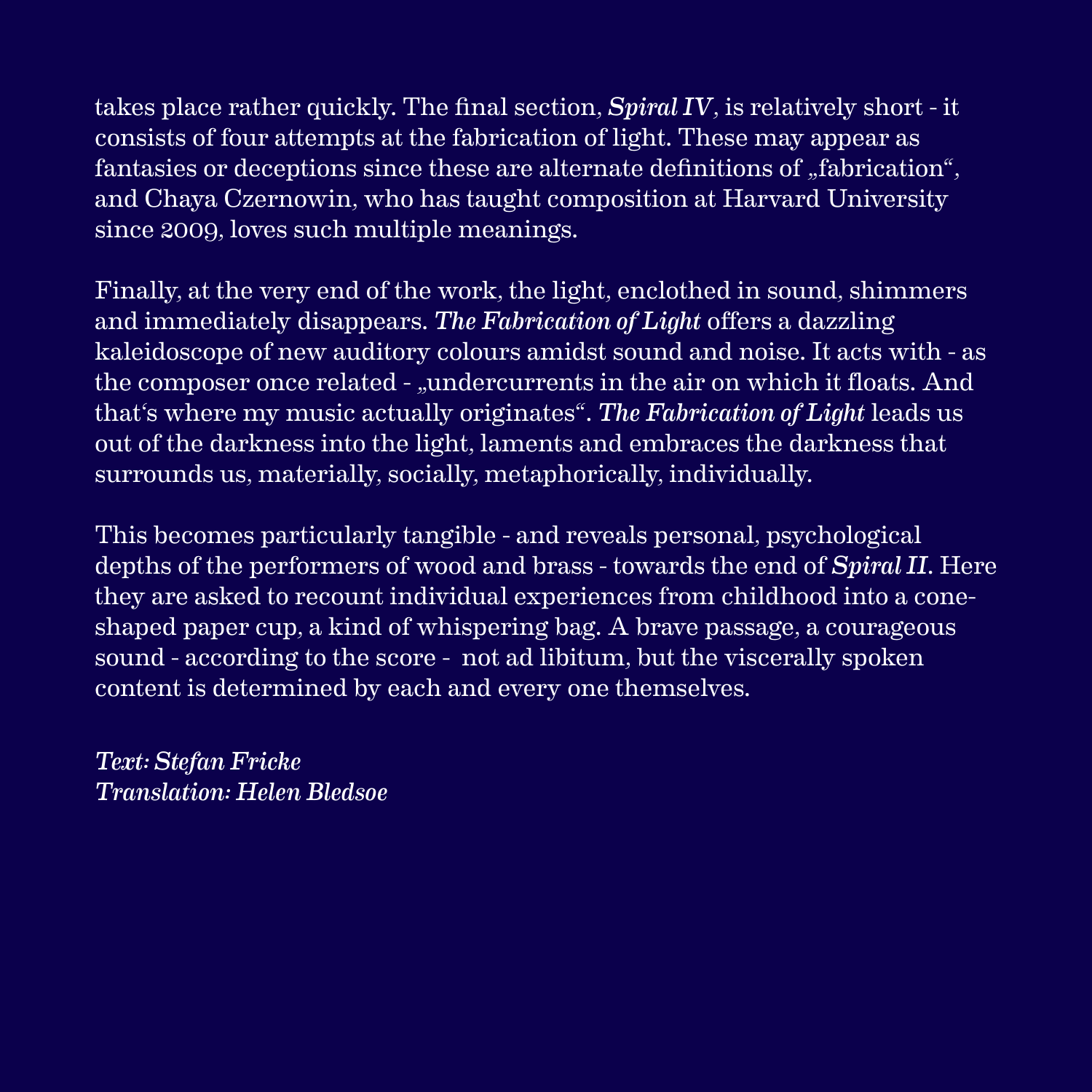takes place rather quickly. The final section, ***Spiral IV***, is relatively short - it consists of four attempts at the fabrication of light. These may appear as fantasies or deceptions since these are alternate definitions of „fabrication", and Chaya Czernowin, who has taught composition at Harvard University since 2009, loves such multiple meanings.

Finally, at the very end of the work, the light, enclothed in sound, shimmers and immediately disappears. ***The Fabrication of Light*** offers a dazzling kaleidoscope of new auditory colours amidst sound and noise. It acts with - as the composer once related - „undercurrents in the air on which it floats. And that's where my music actually originates". ***The Fabrication of Light*** leads us out of the darkness into the light, laments and embraces the darkness that surrounds us, materially, socially, metaphorically, individually.

This becomes particularly tangible - and reveals personal, psychological depths of the performers of wood and brass - towards the end of ***Spiral II***. Here they are asked to recount individual experiences from childhood into a cone-shaped paper cup, a kind of whispering bag. A brave passage, a courageous sound - according to the score - not ad libitum, but the viscerally spoken content is determined by each and every one themselves.

***Text: Stefan Fricke***
***Translation: Helen Bledsoe***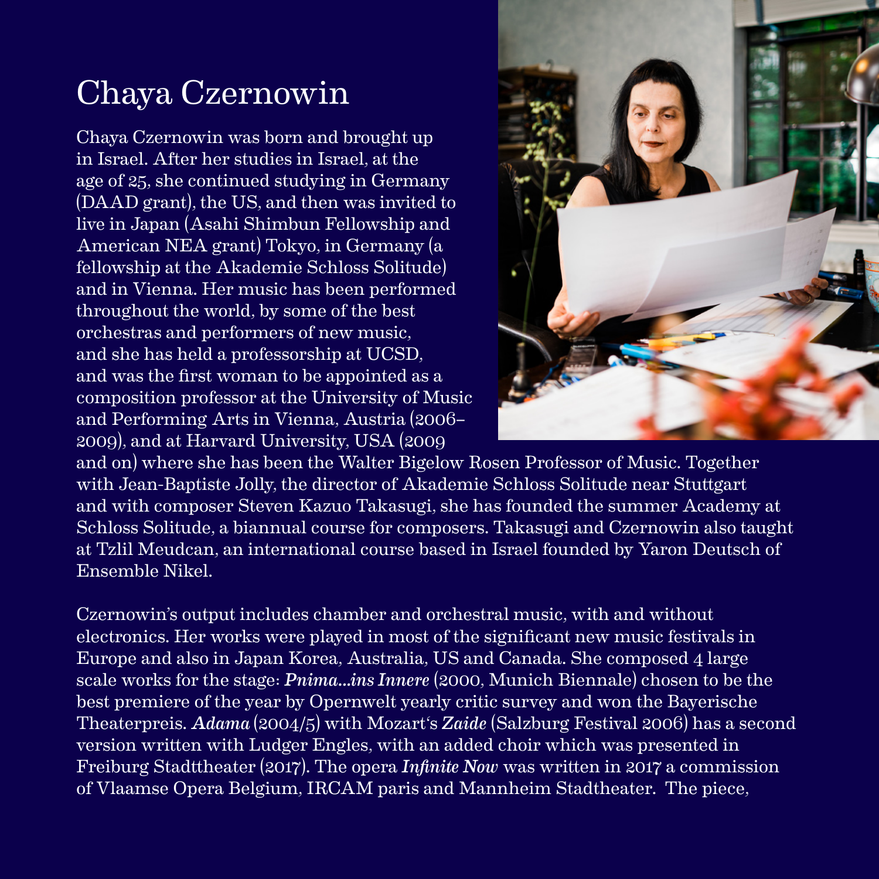# Chaya Czernowin

Chaya Czernowin was born and brought up in Israel. After her studies in Israel, at the age of 25, she continued studying in Germany (DAAD grant), the US, and then was invited to live in Japan (Asahi Shimbun Fellowship and American NEA grant) Tokyo, in Germany (a fellowship at the Akademie Schloss Solitude) and in Vienna. Her music has been performed throughout the world, by some of the best orchestras and performers of new music, and she has held a professorship at UCSD, and was the first woman to be appointed as a composition professor at the University of Music and Performing Arts in Vienna, Austria (2006–2009), and at Harvard University, USA (2009 and on) where she has been the Walter Bigelow Rosen Professor of Music. Together with Jean-Baptiste Jolly, the director of Akademie Schloss Solitude near Stuttgart and with composer Steven Kazuo Takasugi, she has founded the summer Academy at Schloss Solitude, a biannual course for composers. Takasugi and Czernowin also taught at Tzlil Meudcan, an international course based in Israel founded by Yaron Deutsch of Ensemble Nikel.

Czernowin's output includes chamber and orchestral music, with and without electronics. Her works were played in most of the significant new music festivals in Europe and also in Japan Korea, Australia, US and Canada. She composed 4 large scale works for the stage: ***Pnima...ins Innere*** (2000, Munich Biennale) chosen to be the best premiere of the year by Opernwelt yearly critic survey and won the Bayerische Theaterpreis. ***Adama*** (2004/5) with Mozart's ***Zaide*** (Salzburg Festival 2006) has a second version written with Ludger Engles, with an added choir which was presented in Freiburg Stadttheater (2017). The opera ***Infinite Now*** was written in 2017 a commission of Vlaamse Opera Belgium, IRCAM paris and Mannheim Stadtheater. The piece,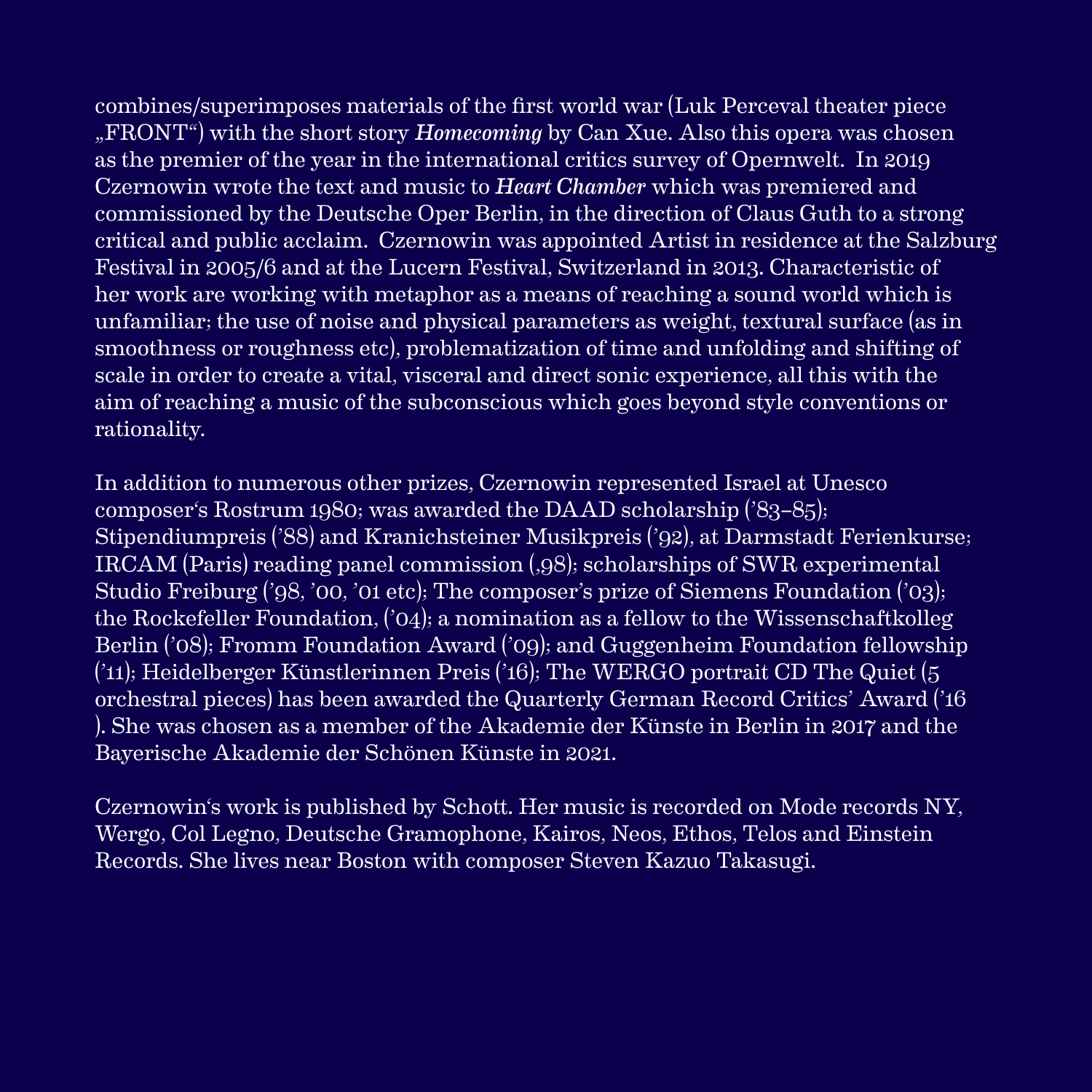combines/superimposes materials of the first world war (Luk Perceval theater piece „FRONT“) with the short story *Homecoming* by Can Xue. Also this opera was chosen as the premier of the year in the international critics survey of Opernwelt. In 2019 Czernowin wrote the text and music to ***Heart Chamber*** which was premiered and commissioned by the Deutsche Oper Berlin, in the direction of Claus Guth to a strong critical and public acclaim. Czernowin was appointed Artist in residence at the Salzburg Festival in 2005/6 and at the Lucern Festival, Switzerland in 2013. Characteristic of her work are working with metaphor as a means of reaching a sound world which is unfamiliar; the use of noise and physical parameters as weight, textural surface (as in smoothness or roughness etc), problematization of time and unfolding and shifting of scale in order to create a vital, visceral and direct sonic experience, all this with the aim of reaching a music of the subconscious which goes beyond style conventions or rationality.

In addition to numerous other prizes, Czernowin represented Israel at Unesco composer‘s Rostrum 1980; was awarded the DAAD scholarship ('83–85); Stipendiumpreis ('88) and Kranichsteiner Musikpreis ('92), at Darmstadt Ferienkurse; IRCAM (Paris) reading panel commission (‚98); scholarships of SWR experimental Studio Freiburg ('98, '00, '01 etc); The composer's prize of Siemens Foundation ('03); the Rockefeller Foundation, ('04); a nomination as a fellow to the Wissenschaftkolleg Berlin ('08); Fromm Foundation Award ('09); and Guggenheim Foundation fellowship ('11); Heidelberger Künstlerinnen Preis ('16); The WERGO portrait CD The Quiet (5 orchestral pieces) has been awarded the Quarterly German Record Critics' Award ('16 ). She was chosen as a member of the Akademie der Künste in Berlin in 2017 and the Bayerische Akademie der Schönen Künste in 2021.

Czernowin‘s work is published by Schott. Her music is recorded on Mode records NY, Wergo, Col Legno, Deutsche Gramophone, Kairos, Neos, Ethos, Telos and Einstein Records. She lives near Boston with composer Steven Kazuo Takasugi.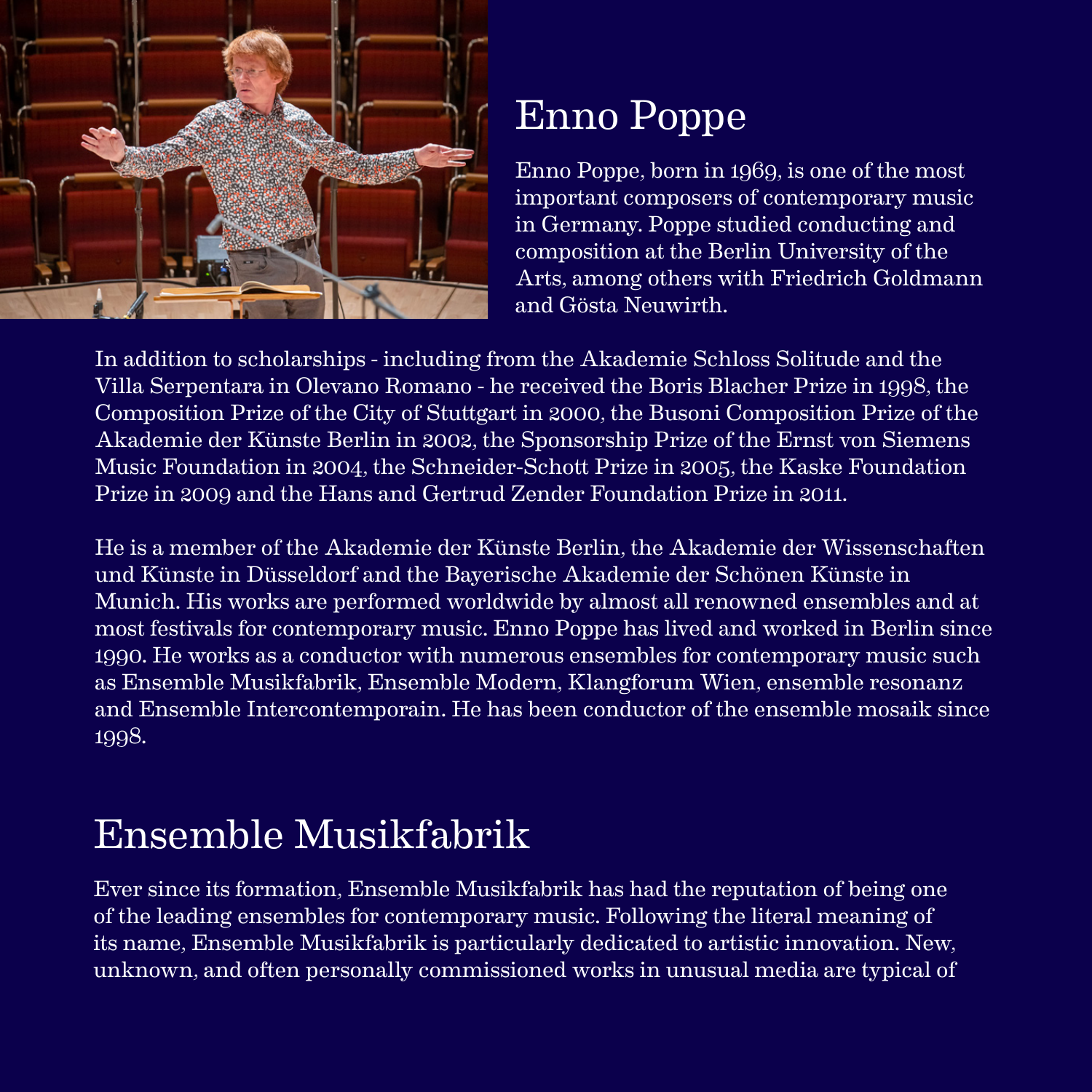# Enno Poppe

Enno Poppe, born in 1969, is one of the most important composers of contemporary music in Germany. Poppe studied conducting and composition at the Berlin University of the Arts, among others with Friedrich Goldmann and Gösta Neuwirth.

In addition to scholarships - including from the Akademie Schloss Solitude and the Villa Serpentara in Olevano Romano - he received the Boris Blacher Prize in 1998, the Composition Prize of the City of Stuttgart in 2000, the Busoni Composition Prize of the Akademie der Künste Berlin in 2002, the Sponsorship Prize of the Ernst von Siemens Music Foundation in 2004, the Schneider-Schott Prize in 2005, the Kaske Foundation Prize in 2009 and the Hans and Gertrud Zender Foundation Prize in 2011.

He is a member of the Akademie der Künste Berlin, the Akademie der Wissenschaften und Künste in Düsseldorf and the Bayerische Akademie der Schönen Künste in Munich. His works are performed worldwide by almost all renowned ensembles and at most festivals for contemporary music. Enno Poppe has lived and worked in Berlin since 1990. He works as a conductor with numerous ensembles for contemporary music such as Ensemble Musikfabrik, Ensemble Modern, Klangforum Wien, ensemble resonanz and Ensemble Intercontemporain. He has been conductor of the ensemble mosaik since 1998.

# Ensemble Musikfabrik

Ever since its formation, Ensemble Musikfabrik has had the reputation of being one of the leading ensembles for contemporary music. Following the literal meaning of its name, Ensemble Musikfabrik is particularly dedicated to artistic innovation. New, unknown, and often personally commissioned works in unusual media are typical of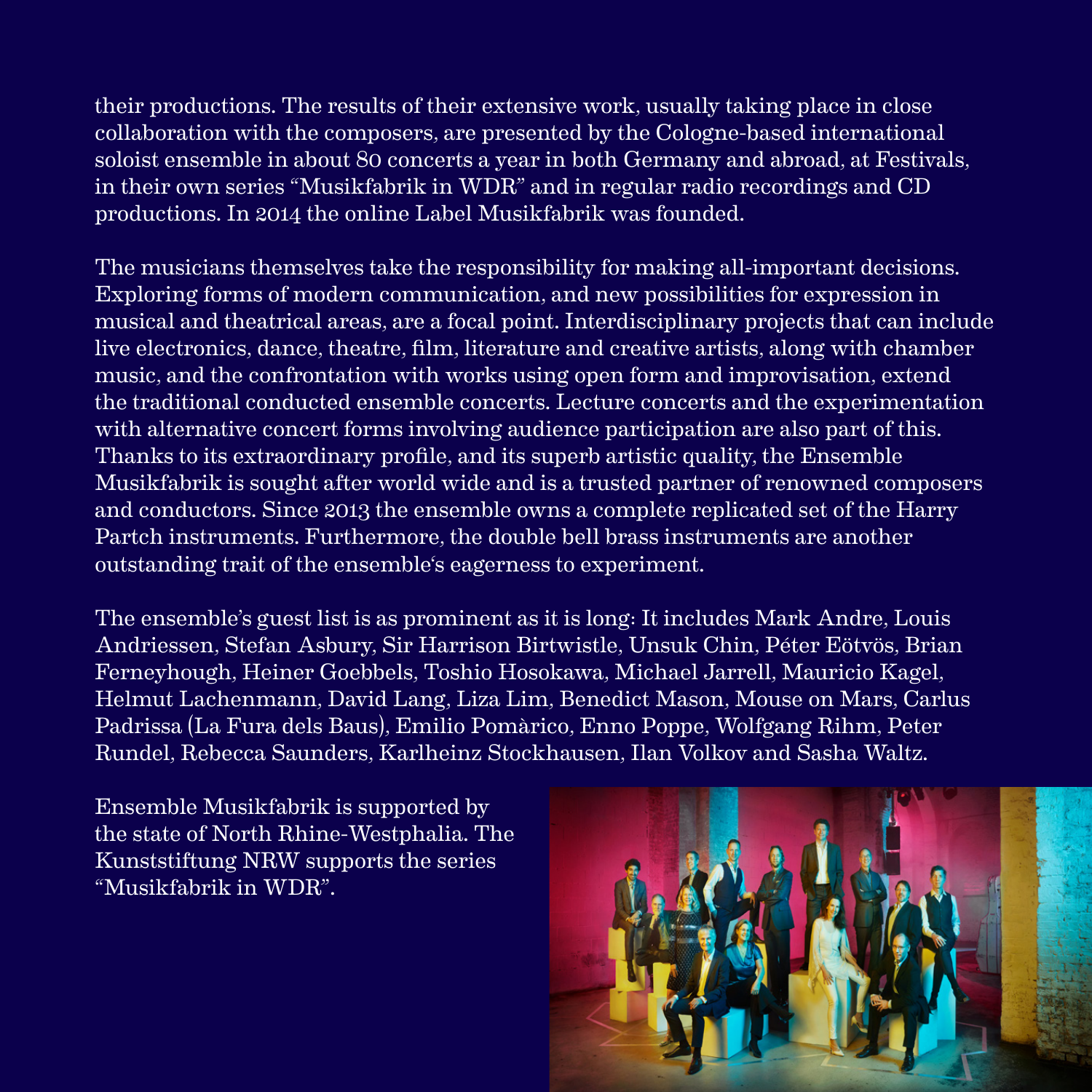their productions. The results of their extensive work, usually taking place in close collaboration with the composers, are presented by the Cologne-based international soloist ensemble in about 80 concerts a year in both Germany and abroad, at Festivals, in their own series "Musikfabrik in WDR" and in regular radio recordings and CD productions. In 2014 the online Label Musikfabrik was founded.

The musicians themselves take the responsibility for making all-important decisions. Exploring forms of modern communication, and new possibilities for expression in musical and theatrical areas, are a focal point. Interdisciplinary projects that can include live electronics, dance, theatre, film, literature and creative artists, along with chamber music, and the confrontation with works using open form and improvisation, extend the traditional conducted ensemble concerts. Lecture concerts and the experimentation with alternative concert forms involving audience participation are also part of this. Thanks to its extraordinary profile, and its superb artistic quality, the Ensemble Musikfabrik is sought after world wide and is a trusted partner of renowned composers and conductors. Since 2013 the ensemble owns a complete replicated set of the Harry Partch instruments. Furthermore, the double bell brass instruments are another outstanding trait of the ensemble's eagerness to experiment.

The ensemble's guest list is as prominent as it is long: It includes Mark Andre, Louis Andriessen, Stefan Asbury, Sir Harrison Birtwistle, Unsuk Chin, Péter Eötvös, Brian Ferneyhough, Heiner Goebbels, Toshio Hosokawa, Michael Jarrell, Mauricio Kagel, Helmut Lachenmann, David Lang, Liza Lim, Benedict Mason, Mouse on Mars, Carlus Padrissa (La Fura dels Baus), Emilio Pomàrico, Enno Poppe, Wolfgang Rihm, Peter Rundel, Rebecca Saunders, Karlheinz Stockhausen, Ilan Volkov and Sasha Waltz.

Ensemble Musikfabrik is supported by the state of North Rhine-Westphalia. The Kunststiftung NRW supports the series "Musikfabrik in WDR".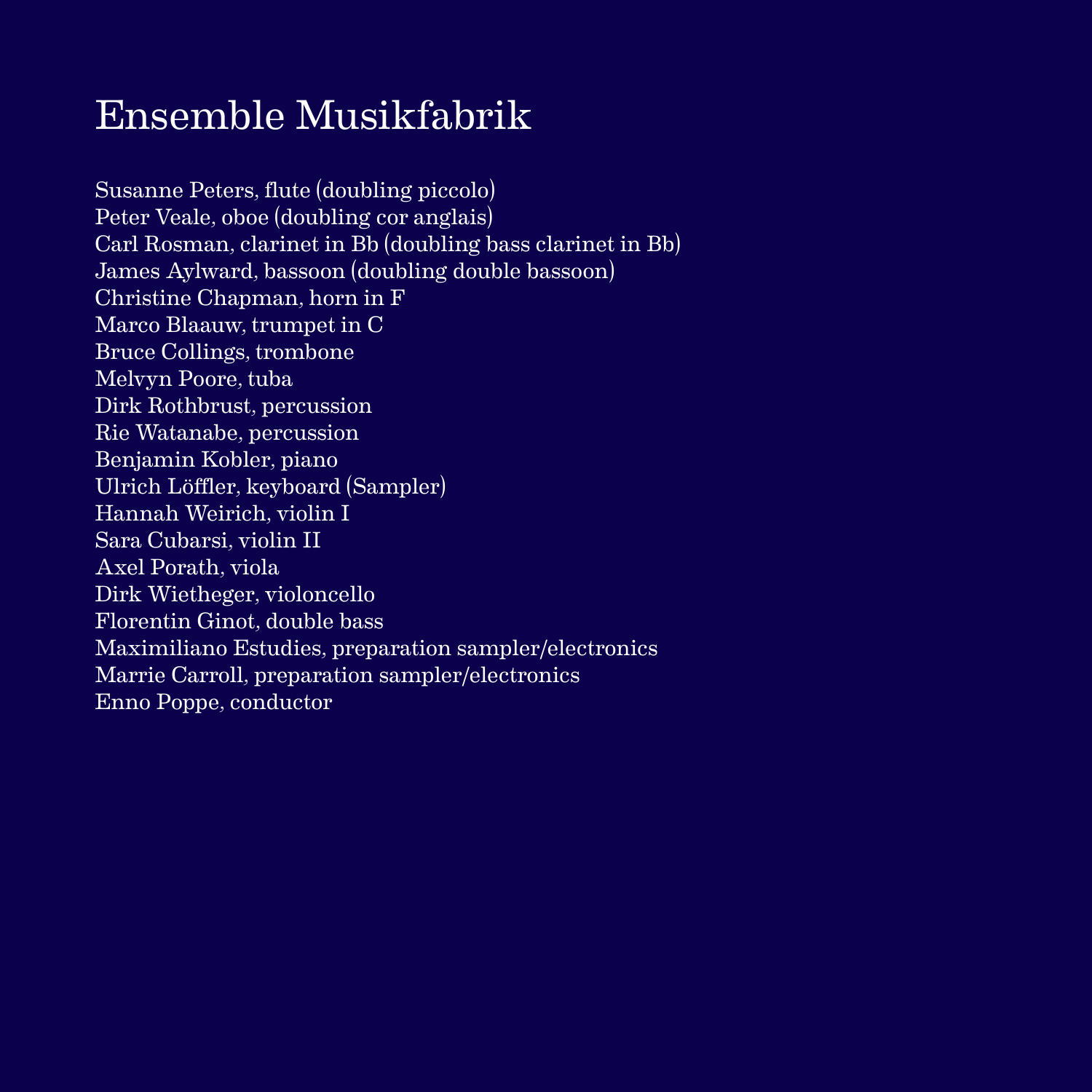# Ensemble Musikfabrik

Susanne Peters, flute (doubling piccolo)
Peter Veale, oboe (doubling cor anglais)
Carl Rosman, clarinet in Bb (doubling bass clarinet in Bb)
James Aylward, bassoon (doubling double bassoon)
Christine Chapman, horn in F
Marco Blaauw, trumpet in C
Bruce Collings, trombone
Melvyn Poore, tuba
Dirk Rothbrust, percussion
Rie Watanabe, percussion
Benjamin Kobler, piano
Ulrich Löffler, keyboard (Sampler)
Hannah Weirich, violin I
Sara Cubarsi, violin II
Axel Porath, viola
Dirk Wietheger, violoncello
Florentin Ginot, double bass
Maximiliano Estudies, preparation sampler/electronics
Marrie Carroll, preparation sampler/electronics
Enno Poppe, conductor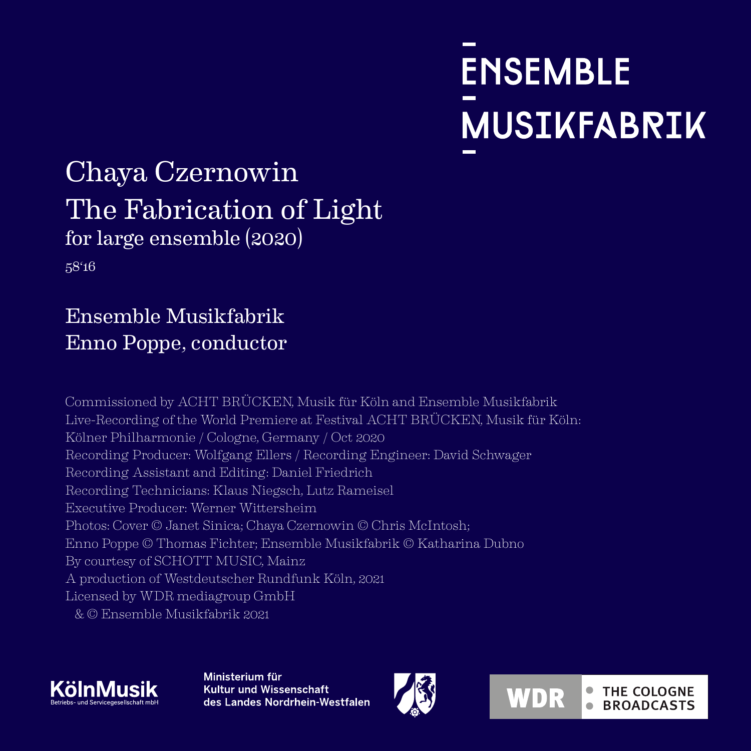ENSEMBLE MUSIKFABRIK

# Chaya Czernowin

# The Fabrication of Light

for large ensemble (2020)

58'16

Ensemble Musikfabrik
Enno Poppe, conductor

Commissioned by ACHT BRÜCKEN, Musik für Köln and Ensemble Musikfabrik
Live-Recording of the World Premiere at Festival ACHT BRÜCKEN, Musik für Köln:
Kölner Philharmonie / Cologne, Germany / Oct 2020
Recording Producer: Wolfgang Ellers / Recording Engineer: David Schwager
Recording Assistant and Editing: Daniel Friedrich
Recording Technicians: Klaus Niegsch, Lutz Rameisel
Executive Producer: Werner Wittersheim
Photos: Cover © Janet Sinica; Chaya Czernowin © Chris McIntosh;
Enno Poppe © Thomas Fichter; Ensemble Musikfabrik © Katharina Dubno
By courtesy of SCHOTT MUSIC, Mainz
A production of Westdeutscher Rundfunk Köln, 2021
Licensed by WDR mediagroup GmbH
℗ & © Ensemble Musikfabrik 2021

KölnMusik
Betriebs- und Servicegesellschaft mbH

Ministerium für
Kultur und Wissenschaft
des Landes Nordrhein-Westfalen

WDR • THE COLOGNE • BROADCASTS